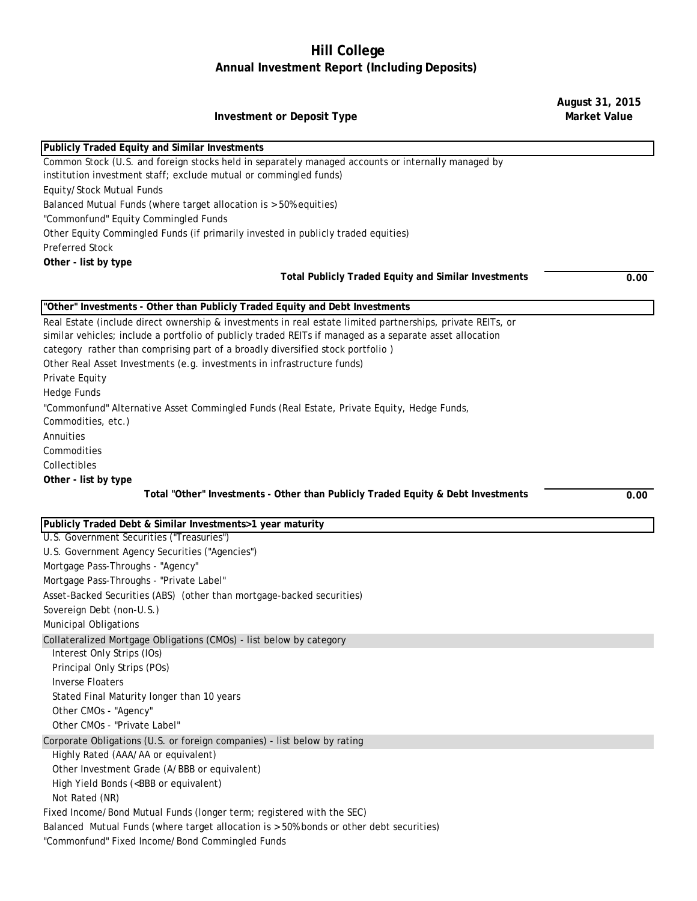# Hill College

## Annual Investment Report (Including Deposits)

| Investment or Deposit Type | August 31, 2015 Market Value |
|---|---|
| **Publicly Traded Equity and Similar Investments** | |
| Common Stock (U.S. and foreign stocks held in separately managed accounts or internally managed by institution investment staff; exclude mutual or commingled funds) | |
| Equity/Stock Mutual Funds | |
| Balanced Mutual Funds (where target allocation is > 50% equities) | |
| "Commonfund" Equity Commingled Funds | |
| Other Equity Commingled Funds (if primarily invested in publicly traded equities) | |
| Preferred Stock | |
| **Other - list by type** | |
| **Total Publicly Traded Equity and Similar Investments** | **0.00** |
| **"Other" Investments - Other than Publicly Traded Equity and Debt Investments** | |
| Real Estate (include direct ownership & investments in real estate limited partnerships, private REITs, or similar vehicles; include a portfolio of publicly traded REITs if managed as a separate asset allocation category rather than comprising part of a broadly diversified stock portfolio ) | |
| Other Real Asset Investments (e.g. investments in infrastructure funds) | |
| Private Equity | |
| Hedge Funds | |
| "Commonfund" Alternative Asset Commingled Funds (Real Estate, Private Equity, Hedge Funds, Commodities, etc.) | |
| Annuities | |
| Commodities | |
| Collectibles | |
| **Other - list by type** | |
| **Total "Other" Investments - Other than Publicly Traded Equity & Debt Investments** | **0.00** |
| **Publicly Traded Debt & Similar Investments>1 year maturity** | |
| U.S. Government Securities ("Treasuries") | |
| U.S. Government Agency Securities ("Agencies") | |
| Mortgage Pass-Throughs - "Agency" | |
| Mortgage Pass-Throughs - "Private Label" | |
| Asset-Backed Securities (ABS) (other than mortgage-backed securities) | |
| Sovereign Debt (non-U.S.) | |
| Municipal Obligations | |
| Collateralized Mortgage Obligations (CMOs) - list below by category | |
| Interest Only Strips (IOs) | |
| Principal Only Strips (POs) | |
| Inverse Floaters | |
| Stated Final Maturity longer than 10 years | |
| Other CMOs - "Agency" | |
| Other CMOs - "Private Label" | |
| Corporate Obligations (U.S. or foreign companies) - list below by rating | |
| Highly Rated (AAA/AA or equivalent) | |
| Other Investment Grade (A/BBB or equivalent) | |
| High Yield Bonds (<BBB or equivalent) | |
| Not Rated (NR) | |
| Fixed Income/Bond Mutual Funds (longer term; registered with the SEC) | |
| Balanced Mutual Funds (where target allocation is > 50% bonds or other debt securities) | |
| "Commonfund" Fixed Income/Bond Commingled Funds | |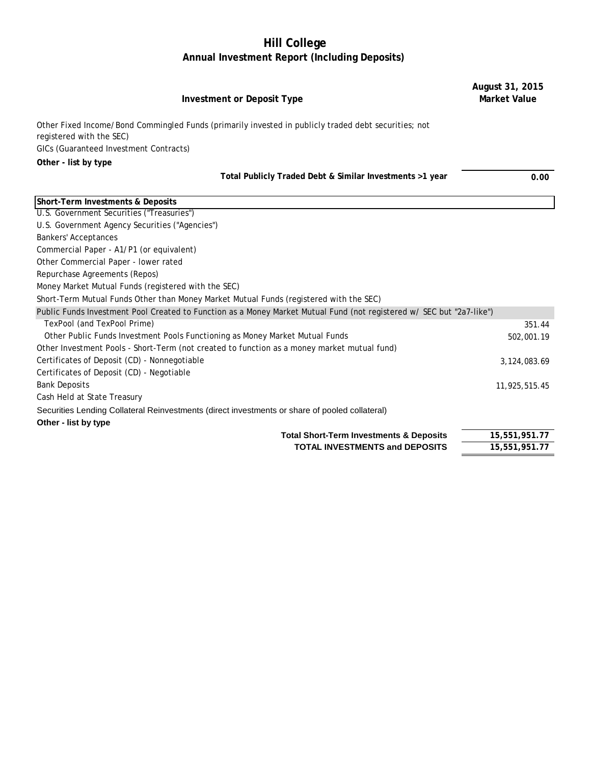# Hill College

## Annual Investment Report (Including Deposits)

| Investment or Deposit Type | August 31, 2015 Market Value |
|---|---|
| Other Fixed Income/Bond Commingled Funds (primarily invested in publicly traded debt securities; not registered with the SEC) | |
| GICs (Guaranteed Investment Contracts) | |
| **Other - list by type** | |
| **Total Publicly Traded Debt & Similar Investments >1 year** | **0.00** |
| **Short-Term Investments & Deposits** | |
| U.S. Government Securities ("Treasuries") | |
| U.S. Government Agency Securities ("Agencies") | |
| Bankers' Acceptances | |
| Commercial Paper - A1/P1 (or equivalent) | |
| Other Commercial Paper - lower rated | |
| Repurchase Agreements (Repos) | |
| Money Market Mutual Funds (registered with the SEC) | |
| Short-Term Mutual Funds Other than Money Market Mutual Funds (registered with the SEC) | |
| Public Funds Investment Pool Created to Function as a Money Market Mutual Fund (not registered w/ SEC but "2a7-like") | |
| TexPool (and TexPool Prime) | 351.44 |
| Other Public Funds Investment Pools Functioning as Money Market Mutual Funds | 502,001.19 |
| Other Investment Pools - Short-Term (not created to function as a money market mutual fund) | |
| Certificates of Deposit (CD) - Nonnegotiable | 3,124,083.69 |
| Certificates of Deposit (CD) - Negotiable | |
| Bank Deposits | 11,925,515.45 |
| Cash Held at State Treasury | |
| Securities Lending Collateral Reinvestments (direct investments or share of pooled collateral) | |
| **Other - list by type** | |
| **Total Short-Term Investments & Deposits** | **15,551,951.77** |
| **TOTAL INVESTMENTS and DEPOSITS** | **15,551,951.77** |